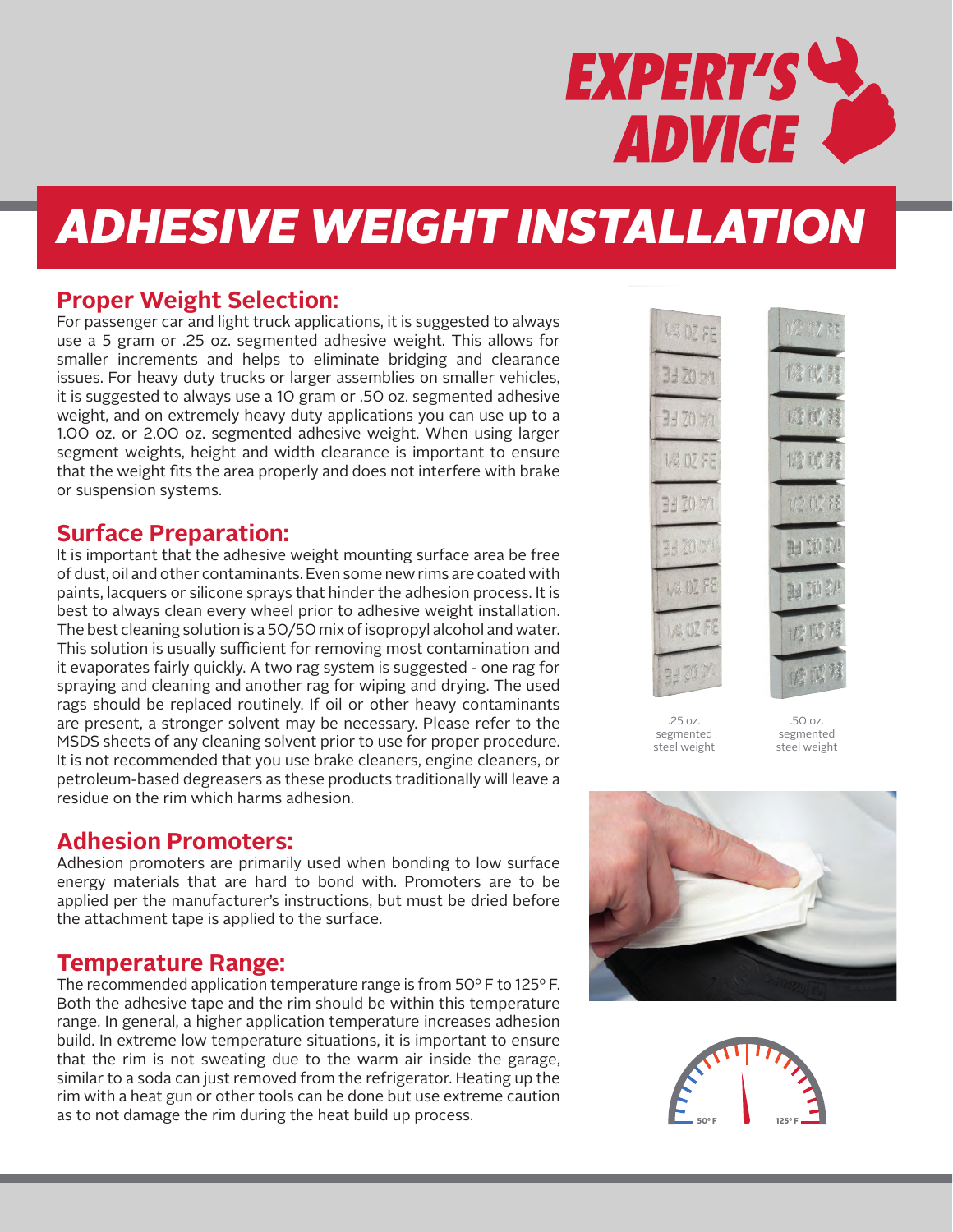# EXPERT'S ADVICE

# ADHESIVE WEIGHT INSTALLATION

## Proper Weight Selection:

For passenger car and light truck applications, it is suggested to always use a 5 gram or .25 oz. segmented adhesive weight. This allows for smaller increments and helps to eliminate bridging and clearance issues. For heavy duty trucks or larger assemblies on smaller vehicles, it is suggested to always use a 10 gram or .50 oz. segmented adhesive weight, and on extremely heavy duty applications you can use up to a 1.00 oz. or 2.00 oz. segmented adhesive weight. When using larger segment weights, height and width clearance is important to ensure that the weight fits the area properly and does not interfere with brake or suspension systems.

## Surface Preparation:

It is important that the adhesive weight mounting surface area be free of dust, oil and other contaminants. Even some new rims are coated with paints, lacquers or silicone sprays that hinder the adhesion process. It is best to always clean every wheel prior to adhesive weight installation. The best cleaning solution is a 50/50 mix of isopropyl alcohol and water. This solution is usually sufficient for removing most contamination and it evaporates fairly quickly. A two rag system is suggested - one rag for spraying and cleaning and another rag for wiping and drying. The used rags should be replaced routinely. If oil or other heavy contaminants are present, a stronger solvent may be necessary. Please refer to the MSDS sheets of any cleaning solvent prior to use for proper procedure. It is not recommended that you use brake cleaners, engine cleaners, or petroleum-based degreasers as these products traditionally will leave a residue on the rim which harms adhesion.

## Adhesion Promoters:

Adhesion promoters are primarily used when bonding to low surface energy materials that are hard to bond with. Promoters are to be applied per the manufacturer's instructions, but must be dried before the attachment tape is applied to the surface.

## Temperature Range:

The recommended application temperature range is from 50° F to 125° F. Both the adhesive tape and the rim should be within this temperature range. In general, a higher application temperature increases adhesion build. In extreme low temperature situations, it is important to ensure that the rim is not sweating due to the warm air inside the garage, similar to a soda can just removed from the refrigerator. Heating up the rim with a heat gun or other tools can be done but use extreme caution as to not damage the rim during the heat build up process.

.25 oz. segmented steel weight

.50 oz. segmented steel weight

50° F — 125° F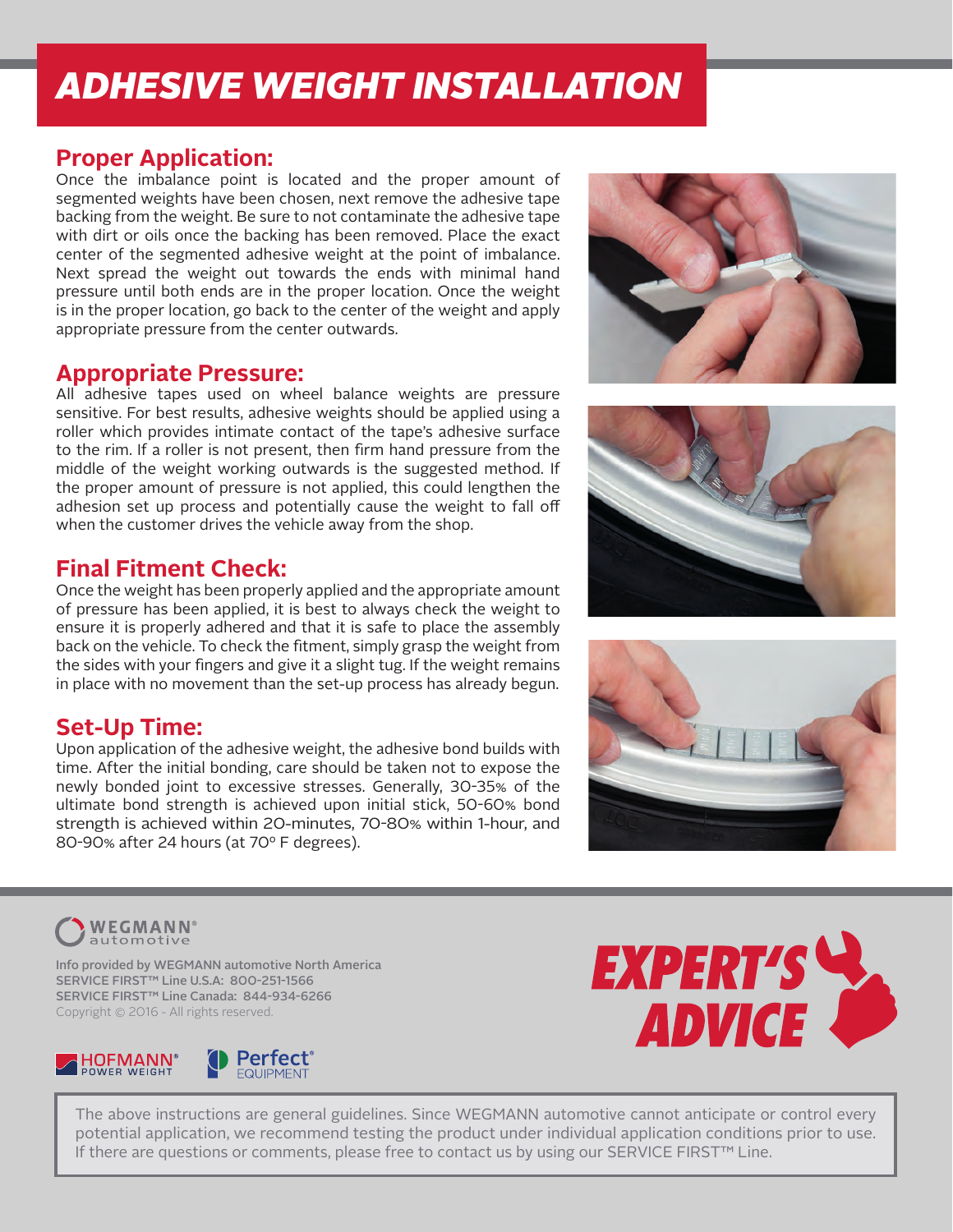# ADHESIVE WEIGHT INSTALLATION

## Proper Application:

Once the imbalance point is located and the proper amount of segmented weights have been chosen, next remove the adhesive tape backing from the weight. Be sure to not contaminate the adhesive tape with dirt or oils once the backing has been removed. Place the exact center of the segmented adhesive weight at the point of imbalance. Next spread the weight out towards the ends with minimal hand pressure until both ends are in the proper location. Once the weight is in the proper location, go back to the center of the weight and apply appropriate pressure from the center outwards.

## Appropriate Pressure:

All adhesive tapes used on wheel balance weights are pressure sensitive. For best results, adhesive weights should be applied using a roller which provides intimate contact of the tape's adhesive surface to the rim. If a roller is not present, then firm hand pressure from the middle of the weight working outwards is the suggested method. If the proper amount of pressure is not applied, this could lengthen the adhesion set up process and potentially cause the weight to fall off when the customer drives the vehicle away from the shop.

## Final Fitment Check:

Once the weight has been properly applied and the appropriate amount of pressure has been applied, it is best to always check the weight to ensure it is properly adhered and that it is safe to place the assembly back on the vehicle. To check the fitment, simply grasp the weight from the sides with your fingers and give it a slight tug. If the weight remains in place with no movement than the set-up process has already begun.

## Set-Up Time:

Upon application of the adhesive weight, the adhesive bond builds with time. After the initial bonding, care should be taken not to expose the newly bonded joint to excessive stresses. Generally, 30-35% of the ultimate bond strength is achieved upon initial stick, 50-60% bond strength is achieved within 20-minutes, 70-80% within 1-hour, and 80-90% after 24 hours (at 70° F degrees).

WEGMANN® automotive

Info provided by WEGMANN automotive North America
SERVICE FIRST™ Line U.S.A: 800-251-1566
SERVICE FIRST™ Line Canada: 844-934-6266
Copyright © 2016 - All rights reserved.

HOFMANN® POWER WEIGHT

Perfect® EQUIPMENT

EXPERT'S ADVICE

The above instructions are general guidelines. Since WEGMANN automotive cannot anticipate or control every potential application, we recommend testing the product under individual application conditions prior to use. If there are questions or comments, please free to contact us by using our SERVICE FIRST™ Line.